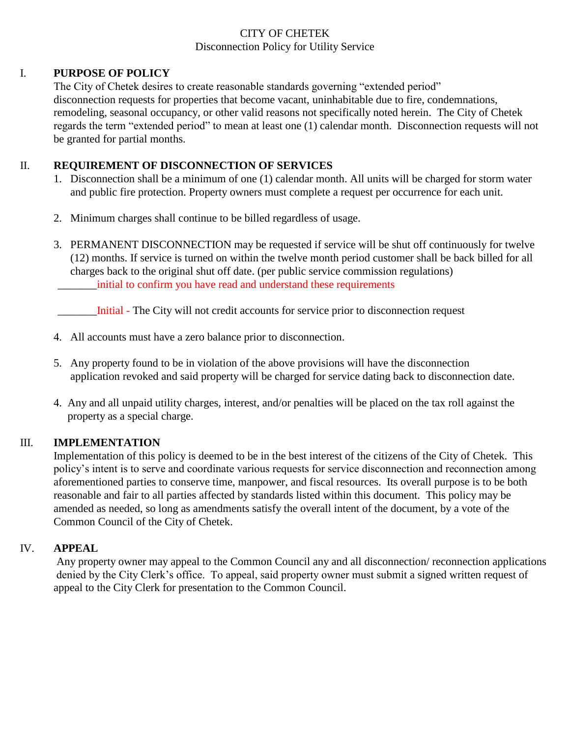CITY OF CHETEK

Disconnection Policy for Utility Service

## I. PURPOSE OF POLICY

The City of Chetek desires to create reasonable standards governing "extended period" disconnection requests for properties that become vacant, uninhabitable due to fire, condemnations, remodeling, seasonal occupancy, or other valid reasons not specifically noted herein. The City of Chetek regards the term "extended period" to mean at least one (1) calendar month. Disconnection requests will not be granted for partial months.

## II. REQUIREMENT OF DISCONNECTION OF SERVICES

1. Disconnection shall be a minimum of one (1) calendar month. All units will be charged for storm water and public fire protection. Property owners must complete a request per occurrence for each unit.

2. Minimum charges shall continue to be billed regardless of usage.

3. PERMANENT DISCONNECTION may be requested if service will be shut off continuously for twelve (12) months. If service is turned on within the twelve month period customer shall be back billed for all charges back to the original shut off date. (per public service commission regulations)

   _______initial to confirm you have read and understand these requirements

   _______Initial - The City will not credit accounts for service prior to disconnection request

4. All accounts must have a zero balance prior to disconnection.

5. Any property found to be in violation of the above provisions will have the disconnection application revoked and said property will be charged for service dating back to disconnection date.

4. Any and all unpaid utility charges, interest, and/or penalties will be placed on the tax roll against the property as a special charge.

## III. IMPLEMENTATION

Implementation of this policy is deemed to be in the best interest of the citizens of the City of Chetek. This policy's intent is to serve and coordinate various requests for service disconnection and reconnection among aforementioned parties to conserve time, manpower, and fiscal resources. Its overall purpose is to be both reasonable and fair to all parties affected by standards listed within this document. This policy may be amended as needed, so long as amendments satisfy the overall intent of the document, by a vote of the Common Council of the City of Chetek.

## IV. APPEAL

Any property owner may appeal to the Common Council any and all disconnection/ reconnection applications denied by the City Clerk's office. To appeal, said property owner must submit a signed written request of appeal to the City Clerk for presentation to the Common Council.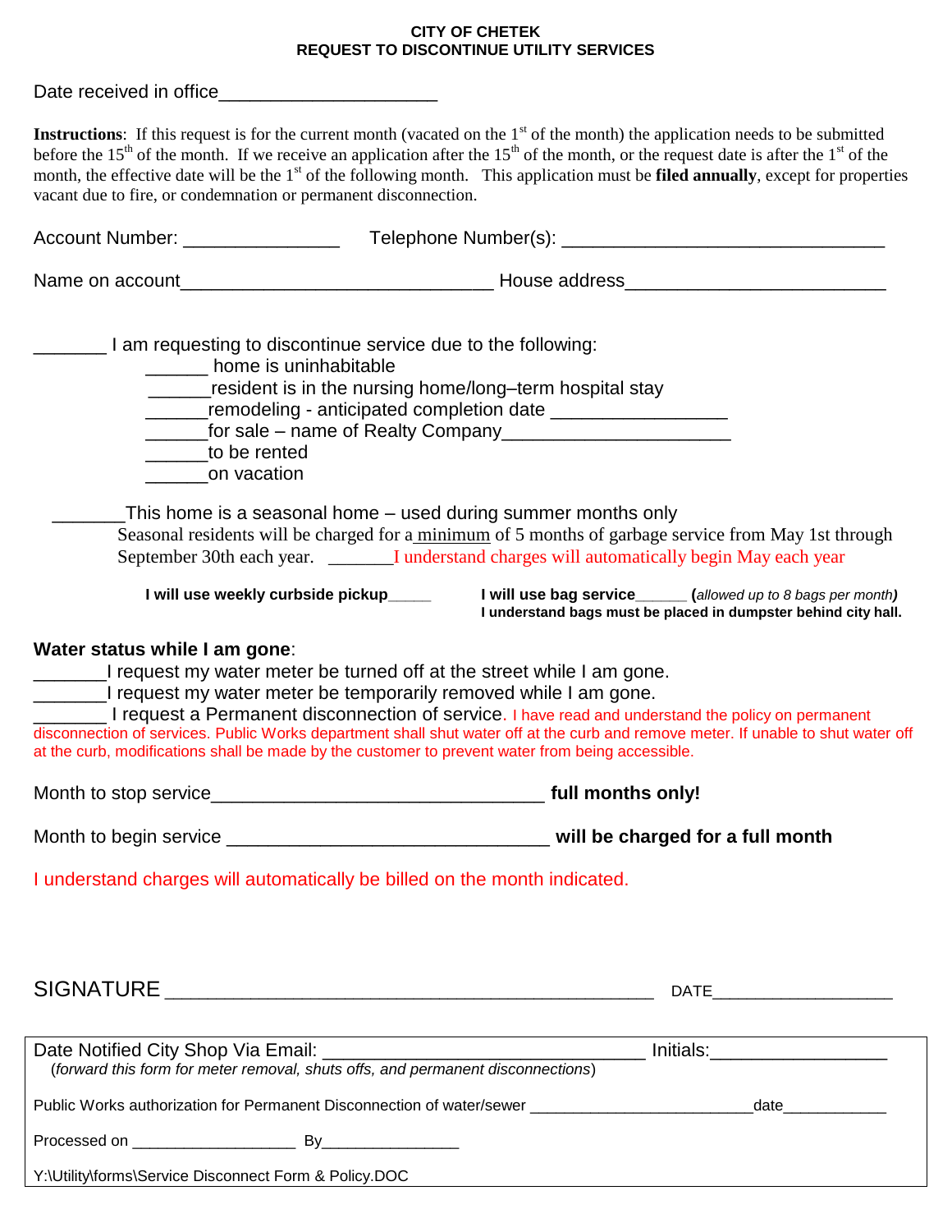**CITY OF CHETEK**
**REQUEST TO DISCONTINUE UTILITY SERVICES**

Date received in office____________________

**Instructions**: If this request is for the current month (vacated on the 1st of the month) the application needs to be submitted before the 15th of the month. If we receive an application after the 15th of the month, or the request date is after the 1st of the month, the effective date will be the 1st of the following month. This application must be **filed annually**, except for properties vacant due to fire, or condemnation or permanent disconnection.

Account Number: _______________ Telephone Number(s): _______________________________

Name on account______________________________ House address_________________________

_______ I am requesting to discontinue service due to the following:

- ______ home is uninhabitable
- ______resident is in the nursing home/long–term hospital stay
- ______remodeling - anticipated completion date ________________
- ______for sale – name of Realty Company_____________________
- ______to be rented
- ______on vacation

_______This home is a seasonal home – used during summer months only

Seasonal residents will be charged for a minimum of 5 months of garbage service from May 1st through September 30th each year. _______I understand charges will automatically begin May each year

**I will use weekly curbside pickup**_____ **I will use bag service**______ **(***allowed up to 8 bags per month***)**
**I understand bags must be placed in dumpster behind city hall.**

**Water status while I am gone**:

_______I request my water meter be turned off at the street while I am gone.

_______I request my water meter be temporarily removed while I am gone.

_______ I request a Permanent disconnection of service. I have read and understand the policy on permanent disconnection of services. Public Works department shall shut water off at the curb and remove meter. If unable to shut water off at the curb, modifications shall be made by the customer to prevent water from being accessible.

Month to stop service________________________________ **full months only!**

Month to begin service _______________________________ **will be charged for a full month**

I understand charges will automatically be billed on the month indicated.

SIGNATURE ______________________________________________ DATE__________________

Date Notified City Shop Via Email: ______________________________ Initials:________________
(*forward this form for meter removal, shuts offs, and permanent disconnections*)

Public Works authorization for Permanent Disconnection of water/sewer ________________________date___________

Processed on __________________ By_______________

Y:\Utility\forms\Service Disconnect Form & Policy.DOC